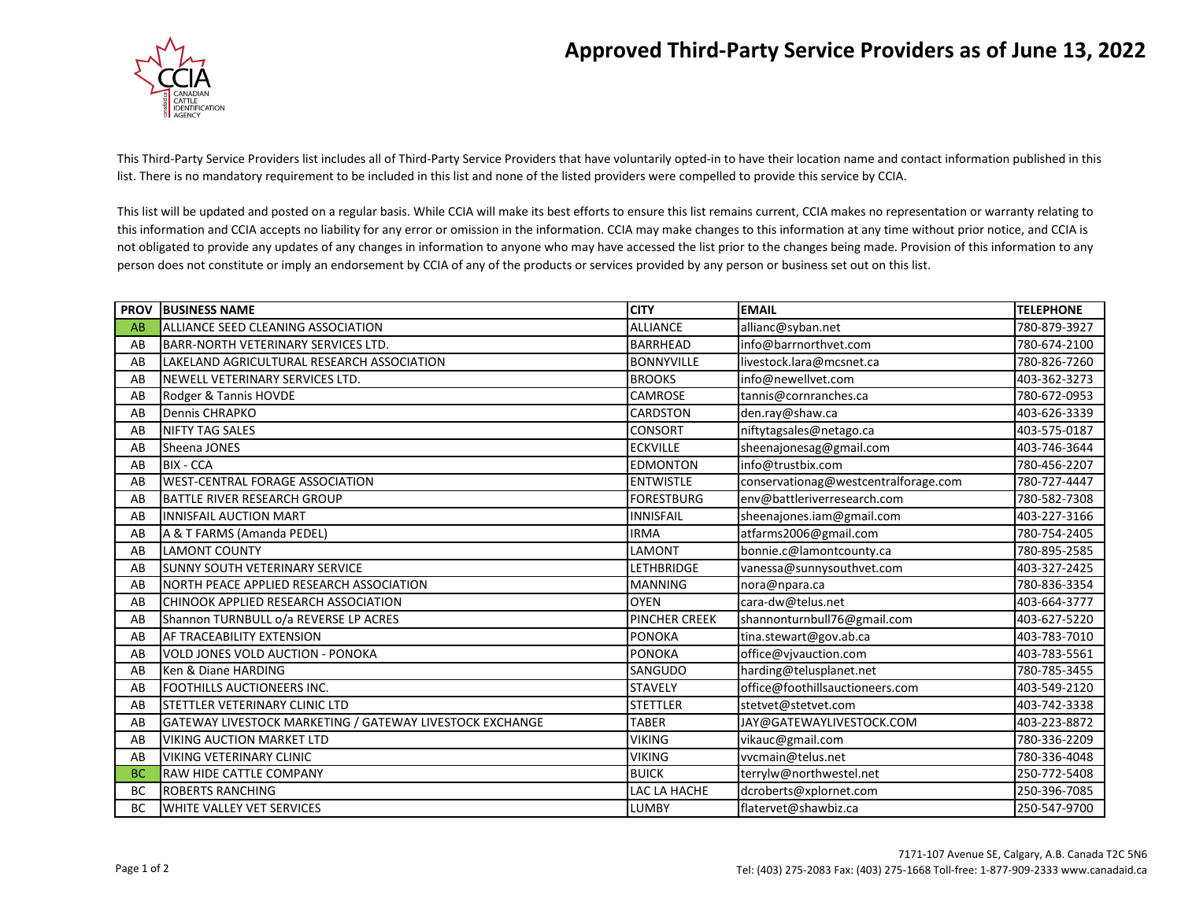# Approved Third-Party Service Providers as of June 13, 2022

This Third-Party Service Providers list includes all of Third-Party Service Providers that have voluntarily opted-in to have their location name and contact information published in this list. There is no mandatory requirement to be included in this list and none of the listed providers were compelled to provide this service by CCIA.

This list will be updated and posted on a regular basis. While CCIA will make its best efforts to ensure this list remains current, CCIA makes no representation or warranty relating to this information and CCIA accepts no liability for any error or omission in the information. CCIA may make changes to this information at any time without prior notice, and CCIA is not obligated to provide any updates of any changes in information to anyone who may have accessed the list prior to the changes being made. Provision of this information to any person does not constitute or imply an endorsement by CCIA of any of the products or services provided by any person or business set out on this list.

| PROV | BUSINESS NAME | CITY | EMAIL | TELEPHONE |
|---|---|---|---|---|
| AB | ALLIANCE SEED CLEANING ASSOCIATION | ALLIANCE | allianc@syban.net | 780-879-3927 |
| AB | BARR-NORTH VETERINARY SERVICES LTD. | BARRHEAD | info@barrnorthvet.com | 780-674-2100 |
| AB | LAKELAND AGRICULTURAL RESEARCH ASSOCIATION | BONNYVILLE | livestock.lara@mcsnet.ca | 780-826-7260 |
| AB | NEWELL VETERINARY SERVICES LTD. | BROOKS | info@newellvet.com | 403-362-3273 |
| AB | Rodger & Tannis HOVDE | CAMROSE | tannis@cornranches.ca | 780-672-0953 |
| AB | Dennis CHRAPKO | CARDSTON | den.ray@shaw.ca | 403-626-3339 |
| AB | NIFTY TAG SALES | CONSORT | niftytagsales@netago.ca | 403-575-0187 |
| AB | Sheena JONES | ECKVILLE | sheenajonesag@gmail.com | 403-746-3644 |
| AB | BIX - CCA | EDMONTON | info@trustbix.com | 780-456-2207 |
| AB | WEST-CENTRAL FORAGE ASSOCIATION | ENTWISTLE | conservationag@westcentralforage.com | 780-727-4447 |
| AB | BATTLE RIVER RESEARCH GROUP | FORESTBURG | env@battleriverresearch.com | 780-582-7308 |
| AB | INNISFAIL AUCTION MART | INNISFAIL | sheenajones.iam@gmail.com | 403-227-3166 |
| AB | A & T FARMS (Amanda PEDEL) | IRMA | atfarms2006@gmail.com | 780-754-2405 |
| AB | LAMONT COUNTY | LAMONT | bonnie.c@lamontcounty.ca | 780-895-2585 |
| AB | SUNNY SOUTH VETERINARY SERVICE | LETHBRIDGE | vanessa@sunnysouthvet.com | 403-327-2425 |
| AB | NORTH PEACE APPLIED RESEARCH ASSOCIATION | MANNING | nora@npara.ca | 780-836-3354 |
| AB | CHINOOK APPLIED RESEARCH ASSOCIATION | OYEN | cara-dw@telus.net | 403-664-3777 |
| AB | Shannon TURNBULL o/a REVERSE LP ACRES | PINCHER CREEK | shannonturnbull76@gmail.com | 403-627-5220 |
| AB | AF TRACEABILITY EXTENSION | PONOKA | tina.stewart@gov.ab.ca | 403-783-7010 |
| AB | VOLD JONES VOLD AUCTION - PONOKA | PONOKA | office@vjvauction.com | 403-783-5561 |
| AB | Ken & Diane HARDING | SANGUDO | harding@telusplanet.net | 780-785-3455 |
| AB | FOOTHILLS AUCTIONEERS INC. | STAVELY | office@foothillsauctioneers.com | 403-549-2120 |
| AB | STETTLER VETERINARY CLINIC LTD | STETTLER | stetvet@stetvet.com | 403-742-3338 |
| AB | GATEWAY LIVESTOCK MARKETING / GATEWAY LIVESTOCK EXCHANGE | TABER | JAY@GATEWAYLIVESTOCK.COM | 403-223-8872 |
| AB | VIKING AUCTION MARKET LTD | VIKING | vikauc@gmail.com | 780-336-2209 |
| AB | VIKING VETERINARY CLINIC | VIKING | vvcmain@telus.net | 780-336-4048 |
| BC | RAW HIDE CATTLE COMPANY | BUICK | terrylw@northwestel.net | 250-772-5408 |
| BC | ROBERTS RANCHING | LAC LA HACHE | dcroberts@xplornet.com | 250-396-7085 |
| BC | WHITE VALLEY VET SERVICES | LUMBY | flatervet@shawbiz.ca | 250-547-9700 |

7171-107 Avenue SE, Calgary, A.B. Canada T2C 5N6
Tel: (403) 275-2083 Fax: (403) 275-1668 Toll-free: 1-877-909-2333 www.canadaid.ca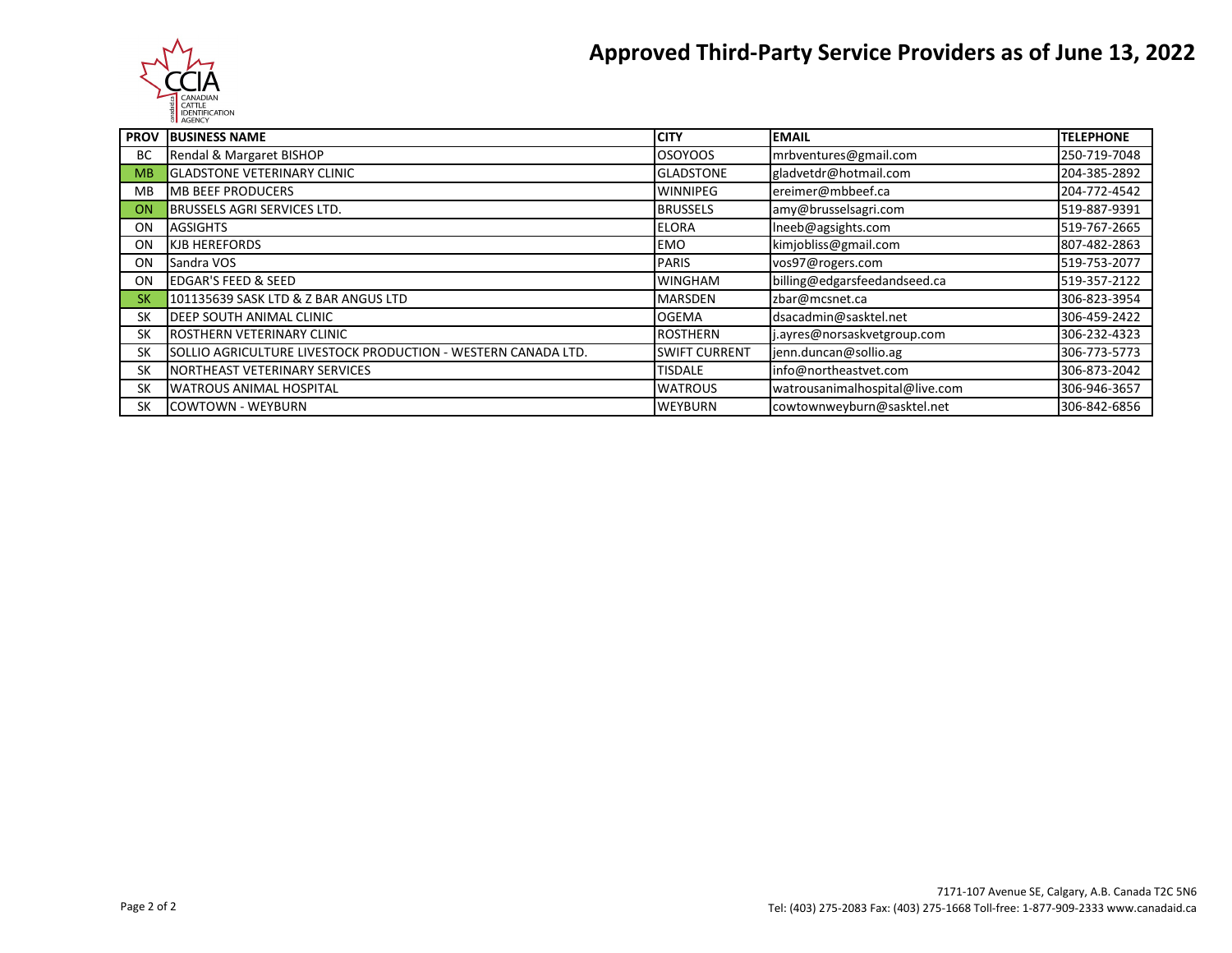# Approved Third-Party Service Providers as of June 13, 2022

| PROV | BUSINESS NAME | CITY | EMAIL | TELEPHONE |
|---|---|---|---|---|
| BC | Rendal & Margaret BISHOP | OSOYOOS | mrbventures@gmail.com | 250-719-7048 |
| MB | GLADSTONE VETERINARY CLINIC | GLADSTONE | gladvetdr@hotmail.com | 204-385-2892 |
| MB | MB BEEF PRODUCERS | WINNIPEG | ereimer@mbbeef.ca | 204-772-4542 |
| ON | BRUSSELS AGRI SERVICES LTD. | BRUSSELS | amy@brusselsagri.com | 519-887-9391 |
| ON | AGSIGHTS | ELORA | lneeb@agsights.com | 519-767-2665 |
| ON | KJB HEREFORDS | EMO | kimjobliss@gmail.com | 807-482-2863 |
| ON | Sandra VOS | PARIS | vos97@rogers.com | 519-753-2077 |
| ON | EDGAR'S FEED & SEED | WINGHAM | billing@edgarsfeedandseed.ca | 519-357-2122 |
| SK | 101135639 SASK LTD & Z BAR ANGUS LTD | MARSDEN | zbar@mcsnet.ca | 306-823-3954 |
| SK | DEEP SOUTH ANIMAL CLINIC | OGEMA | dsacadmin@sasktel.net | 306-459-2422 |
| SK | ROSTHERN VETERINARY CLINIC | ROSTHERN | j.ayres@norsaskvetgroup.com | 306-232-4323 |
| SK | SOLLIO AGRICULTURE LIVESTOCK PRODUCTION - WESTERN CANADA LTD. | SWIFT CURRENT | jenn.duncan@sollio.ag | 306-773-5773 |
| SK | NORTHEAST VETERINARY SERVICES | TISDALE | info@northeastvet.com | 306-873-2042 |
| SK | WATROUS ANIMAL HOSPITAL | WATROUS | watrousanimalhospital@live.com | 306-946-3657 |
| SK | COWTOWN - WEYBURN | WEYBURN | cowtownweyburn@sasktel.net | 306-842-6856 |

7171-107 Avenue SE, Calgary, A.B. Canada T2C 5N6
Tel: (403) 275-2083 Fax: (403) 275-1668 Toll-free: 1-877-909-2333 www.canadaid.ca